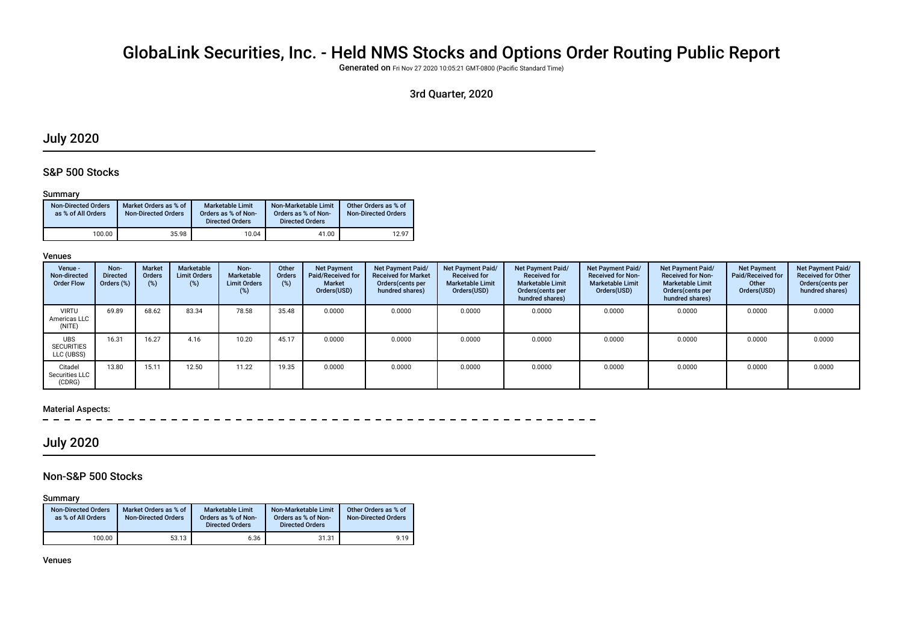# GlobaLink Securities, Inc. - Held NMS Stocks and Options Order Routing Public Report

**Generated on** Fri Nov 27 2020 10:05:21 GMT-0800 (Pacific Standard Time)

### 3rd Quarter, 2020

## July 2020

### S&P 500 Stocks

#### Summary

| Non-Directed Orders as % of All Orders | Market Orders as % of Non-Directed Orders | Marketable Limit Orders as % of Non-Directed Orders | Non-Marketable Limit Orders as % of Non-Directed Orders | Other Orders as % of Non-Directed Orders |
|---|---|---|---|---|
| 100.00 | 35.98 | 10.04 | 41.00 | 12.97 |

#### Venues

| Venue - Non-directed Order Flow | Non-Directed Orders (%) | Market Orders (%) | Marketable Limit Orders (%) | Non-Marketable Limit Orders (%) | Other Orders (%) | Net Payment Paid/Received for Market Orders(USD) | Net Payment Paid/ Received for Market Orders(cents per hundred shares) | Net Payment Paid/ Received for Marketable Limit Orders(USD) | Net Payment Paid/ Received for Marketable Limit Orders(cents per hundred shares) | Net Payment Paid/ Received for Non-Marketable Limit Orders(USD) | Net Payment Paid/ Received for Non-Marketable Limit Orders(cents per hundred shares) | Net Payment Paid/Received for Other Orders(USD) | Net Payment Paid/ Received for Other Orders(cents per hundred shares) |
|---|---|---|---|---|---|---|---|---|---|---|---|---|---|
| VIRTU Americas LLC (NITE) | 69.89 | 68.62 | 83.34 | 78.58 | 35.48 | 0.0000 | 0.0000 | 0.0000 | 0.0000 | 0.0000 | 0.0000 | 0.0000 | 0.0000 |
| UBS SECURITIES LLC (UBSS) | 16.31 | 16.27 | 4.16 | 10.20 | 45.17 | 0.0000 | 0.0000 | 0.0000 | 0.0000 | 0.0000 | 0.0000 | 0.0000 | 0.0000 |
| Citadel Securities LLC (CDRG) | 13.80 | 15.11 | 12.50 | 11.22 | 19.35 | 0.0000 | 0.0000 | 0.0000 | 0.0000 | 0.0000 | 0.0000 | 0.0000 | 0.0000 |

#### Material Aspects:

## July 2020

### Non-S&P 500 Stocks

#### Summary

| Non-Directed Orders as % of All Orders | Market Orders as % of Non-Directed Orders | Marketable Limit Orders as % of Non-Directed Orders | Non-Marketable Limit Orders as % of Non-Directed Orders | Other Orders as % of Non-Directed Orders |
|---|---|---|---|---|
| 100.00 | 53.13 | 6.36 | 31.31 | 9.19 |

#### Venues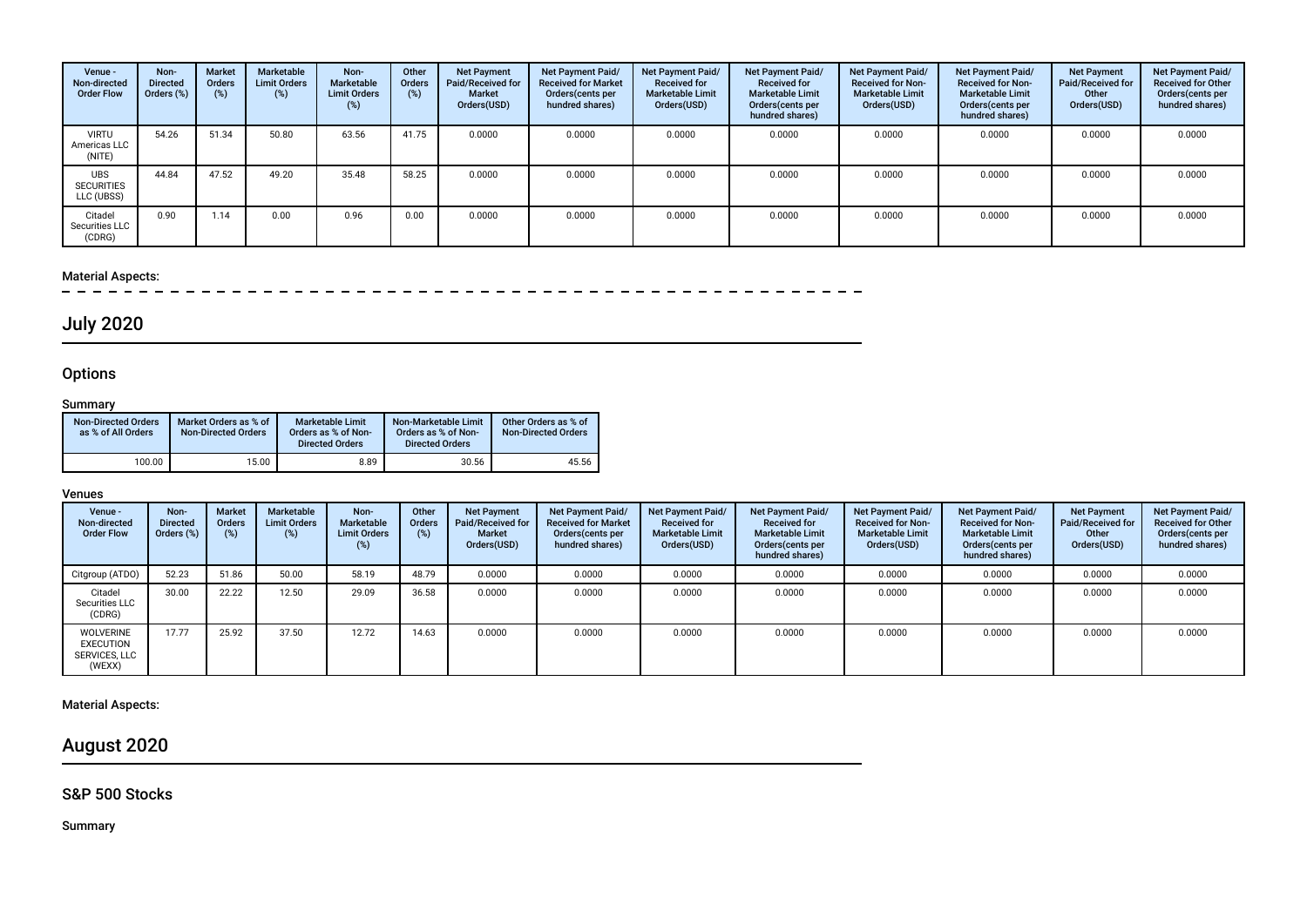| Venue - Non-directed Order Flow | Non-Directed Orders (%) | Market Orders (%) | Marketable Limit Orders (%) | Non-Marketable Limit Orders (%) | Other Orders (%) | Net Payment Paid/Received for Market Orders(USD) | Net Payment Paid/ Received for Market Orders(cents per hundred shares) | Net Payment Paid/ Received for Marketable Limit Orders(USD) | Net Payment Paid/ Received for Marketable Limit Orders(cents per hundred shares) | Net Payment Paid/ Received for Non-Marketable Limit Orders(USD) | Net Payment Paid/ Received for Non-Marketable Limit Orders(cents per hundred shares) | Net Payment Paid/Received for Other Orders(USD) | Net Payment Paid/ Received for Other Orders(cents per hundred shares) |
|---|---|---|---|---|---|---|---|---|---|---|---|---|---|
| VIRTU Americas LLC (NITE) | 54.26 | 51.34 | 50.80 | 63.56 | 41.75 | 0.0000 | 0.0000 | 0.0000 | 0.0000 | 0.0000 | 0.0000 | 0.0000 | 0.0000 |
| UBS SECURITIES LLC (UBSS) | 44.84 | 47.52 | 49.20 | 35.48 | 58.25 | 0.0000 | 0.0000 | 0.0000 | 0.0000 | 0.0000 | 0.0000 | 0.0000 | 0.0000 |
| Citadel Securities LLC (CDRG) | 0.90 | 1.14 | 0.00 | 0.96 | 0.00 | 0.0000 | 0.0000 | 0.0000 | 0.0000 | 0.0000 | 0.0000 | 0.0000 | 0.0000 |

### Material Aspects:

## July 2020

### Options

#### Summary

| Non-Directed Orders as % of All Orders | Market Orders as % of Non-Directed Orders | Marketable Limit Orders as % of Non-Directed Orders | Non-Marketable Limit Orders as % of Non-Directed Orders | Other Orders as % of Non-Directed Orders |
|---|---|---|---|---|
| 100.00 | 15.00 | 8.89 | 30.56 | 45.56 |

#### Venues

| Venue - Non-directed Order Flow | Non-Directed Orders (%) | Market Orders (%) | Marketable Limit Orders (%) | Non-Marketable Limit Orders (%) | Other Orders (%) | Net Payment Paid/Received for Market Orders(USD) | Net Payment Paid/ Received for Market Orders(cents per hundred shares) | Net Payment Paid/ Received for Marketable Limit Orders(USD) | Net Payment Paid/ Received for Marketable Limit Orders(cents per hundred shares) | Net Payment Paid/ Received for Non-Marketable Limit Orders(USD) | Net Payment Paid/ Received for Non-Marketable Limit Orders(cents per hundred shares) | Net Payment Paid/Received for Other Orders(USD) | Net Payment Paid/ Received for Other Orders(cents per hundred shares) |
|---|---|---|---|---|---|---|---|---|---|---|---|---|---|
| Citgroup (ATDO) | 52.23 | 51.86 | 50.00 | 58.19 | 48.79 | 0.0000 | 0.0000 | 0.0000 | 0.0000 | 0.0000 | 0.0000 | 0.0000 | 0.0000 |
| Citadel Securities LLC (CDRG) | 30.00 | 22.22 | 12.50 | 29.09 | 36.58 | 0.0000 | 0.0000 | 0.0000 | 0.0000 | 0.0000 | 0.0000 | 0.0000 | 0.0000 |
| WOLVERINE EXECUTION SERVICES, LLC (WEXX) | 17.77 | 25.92 | 37.50 | 12.72 | 14.63 | 0.0000 | 0.0000 | 0.0000 | 0.0000 | 0.0000 | 0.0000 | 0.0000 | 0.0000 |

### Material Aspects:

## August 2020

### S&P 500 Stocks

#### Summary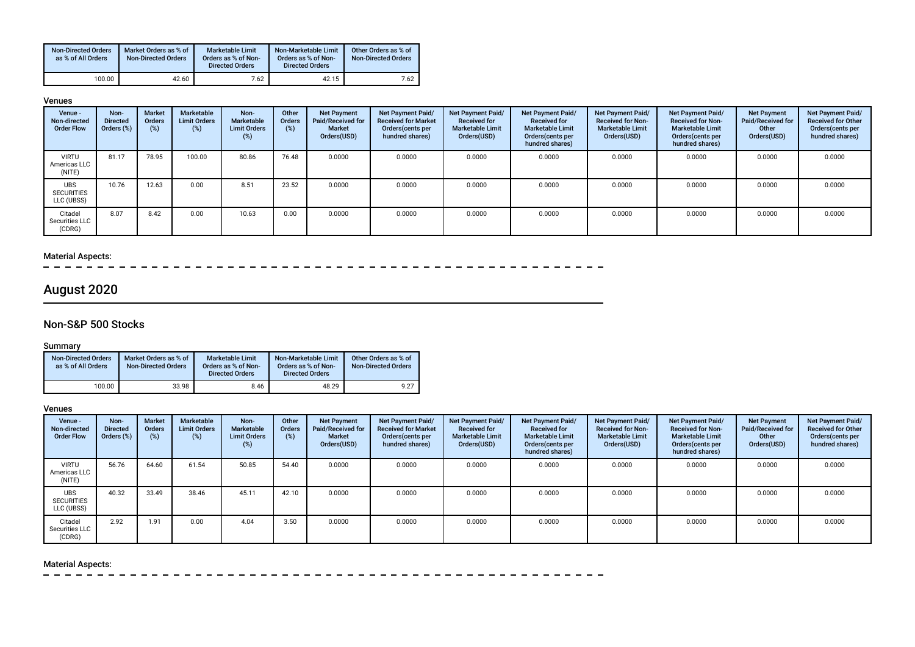| Non-Directed Orders as % of All Orders | Market Orders as % of Non-Directed Orders | Marketable Limit Orders as % of Non-Directed Orders | Non-Marketable Limit Orders as % of Non-Directed Orders | Other Orders as % of Non-Directed Orders |
|---|---|---|---|---|
| 100.00 | 42.60 | 7.62 | 42.15 | 7.62 |

### Venues

| Venue - Non-directed Order Flow | Non-Directed Orders (%) | Market Orders (%) | Marketable Limit Orders (%) | Non-Marketable Limit Orders (%) | Other Orders (%) | Net Payment Paid/Received for Market Orders(USD) | Net Payment Paid/Received for Market Orders(cents per hundred shares) | Net Payment Paid/Received for Marketable Limit Orders(USD) | Net Payment Paid/Received for Marketable Limit Orders(cents per hundred shares) | Net Payment Paid/Received for Non-Marketable Limit Orders(USD) | Net Payment Paid/Received for Non-Marketable Limit Orders(cents per hundred shares) | Net Payment Paid/Received for Other Orders(USD) | Net Payment Paid/Received for Other Orders(cents per hundred shares) |
|---|---|---|---|---|---|---|---|---|---|---|---|---|---|
| VIRTU Americas LLC (NITE) | 81.17 | 78.95 | 100.00 | 80.86 | 76.48 | 0.0000 | 0.0000 | 0.0000 | 0.0000 | 0.0000 | 0.0000 | 0.0000 | 0.0000 |
| UBS SECURITIES LLC (UBSS) | 10.76 | 12.63 | 0.00 | 8.51 | 23.52 | 0.0000 | 0.0000 | 0.0000 | 0.0000 | 0.0000 | 0.0000 | 0.0000 | 0.0000 |
| Citadel Securities LLC (CDRG) | 8.07 | 8.42 | 0.00 | 10.63 | 0.00 | 0.0000 | 0.0000 | 0.0000 | 0.0000 | 0.0000 | 0.0000 | 0.0000 | 0.0000 |

### Material Aspects:

# August 2020

## Non-S&P 500 Stocks

### Summary

| Non-Directed Orders as % of All Orders | Market Orders as % of Non-Directed Orders | Marketable Limit Orders as % of Non-Directed Orders | Non-Marketable Limit Orders as % of Non-Directed Orders | Other Orders as % of Non-Directed Orders |
|---|---|---|---|---|
| 100.00 | 33.98 | 8.46 | 48.29 | 9.27 |

### Venues

| Venue - Non-directed Order Flow | Non-Directed Orders (%) | Market Orders (%) | Marketable Limit Orders (%) | Non-Marketable Limit Orders (%) | Other Orders (%) | Net Payment Paid/Received for Market Orders(USD) | Net Payment Paid/Received for Market Orders(cents per hundred shares) | Net Payment Paid/Received for Marketable Limit Orders(USD) | Net Payment Paid/Received for Marketable Limit Orders(cents per hundred shares) | Net Payment Paid/Received for Non-Marketable Limit Orders(USD) | Net Payment Paid/Received for Non-Marketable Limit Orders(cents per hundred shares) | Net Payment Paid/Received for Other Orders(USD) | Net Payment Paid/Received for Other Orders(cents per hundred shares) |
|---|---|---|---|---|---|---|---|---|---|---|---|---|---|
| VIRTU Americas LLC (NITE) | 56.76 | 64.60 | 61.54 | 50.85 | 54.40 | 0.0000 | 0.0000 | 0.0000 | 0.0000 | 0.0000 | 0.0000 | 0.0000 | 0.0000 |
| UBS SECURITIES LLC (UBSS) | 40.32 | 33.49 | 38.46 | 45.11 | 42.10 | 0.0000 | 0.0000 | 0.0000 | 0.0000 | 0.0000 | 0.0000 | 0.0000 | 0.0000 |
| Citadel Securities LLC (CDRG) | 2.92 | 1.91 | 0.00 | 4.04 | 3.50 | 0.0000 | 0.0000 | 0.0000 | 0.0000 | 0.0000 | 0.0000 | 0.0000 | 0.0000 |

### Material Aspects: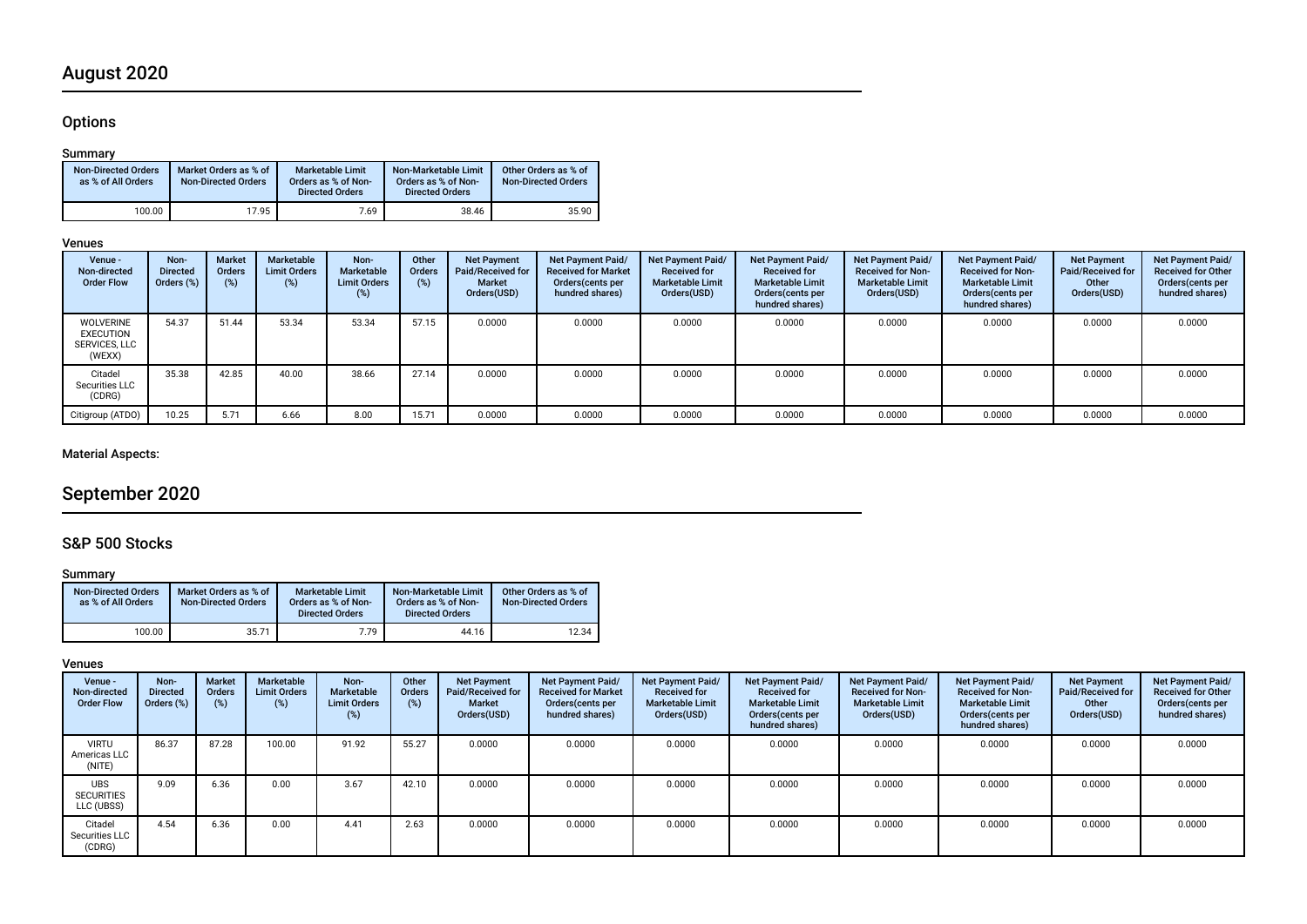# August 2020

## Options

### Summary

| Non-Directed Orders as % of All Orders | Market Orders as % of Non-Directed Orders | Marketable Limit Orders as % of Non-Directed Orders | Non-Marketable Limit Orders as % of Non-Directed Orders | Other Orders as % of Non-Directed Orders |
|---|---|---|---|---|
| 100.00 | 17.95 | 7.69 | 38.46 | 35.90 |

### Venues

| Venue - Non-directed Order Flow | Non-Directed Orders (%) | Market Orders (%) | Marketable Limit Orders (%) | Non-Marketable Limit Orders (%) | Other Orders (%) | Net Payment Paid/Received for Market Orders(USD) | Net Payment Paid/ Received for Market Orders(cents per hundred shares) | Net Payment Paid/ Received for Marketable Limit Orders(USD) | Net Payment Paid/ Received for Marketable Limit Orders(cents per hundred shares) | Net Payment Paid/ Received for Non-Marketable Limit Orders(USD) | Net Payment Paid/ Received for Non-Marketable Limit Orders(cents per hundred shares) | Net Payment Paid/Received for Other Orders(USD) | Net Payment Paid/ Received for Other Orders(cents per hundred shares) |
|---|---|---|---|---|---|---|---|---|---|---|---|---|---|
| WOLVERINE EXECUTION SERVICES, LLC (WEXX) | 54.37 | 51.44 | 53.34 | 53.34 | 57.15 | 0.0000 | 0.0000 | 0.0000 | 0.0000 | 0.0000 | 0.0000 | 0.0000 | 0.0000 |
| Citadel Securities LLC (CDRG) | 35.38 | 42.85 | 40.00 | 38.66 | 27.14 | 0.0000 | 0.0000 | 0.0000 | 0.0000 | 0.0000 | 0.0000 | 0.0000 | 0.0000 |
| Citigroup (ATDO) | 10.25 | 5.71 | 6.66 | 8.00 | 15.71 | 0.0000 | 0.0000 | 0.0000 | 0.0000 | 0.0000 | 0.0000 | 0.0000 | 0.0000 |

### Material Aspects:

# September 2020

## S&P 500 Stocks

### Summary

| Non-Directed Orders as % of All Orders | Market Orders as % of Non-Directed Orders | Marketable Limit Orders as % of Non-Directed Orders | Non-Marketable Limit Orders as % of Non-Directed Orders | Other Orders as % of Non-Directed Orders |
|---|---|---|---|---|
| 100.00 | 35.71 | 7.79 | 44.16 | 12.34 |

### Venues

| Venue - Non-directed Order Flow | Non-Directed Orders (%) | Market Orders (%) | Marketable Limit Orders (%) | Non-Marketable Limit Orders (%) | Other Orders (%) | Net Payment Paid/Received for Market Orders(USD) | Net Payment Paid/ Received for Market Orders(cents per hundred shares) | Net Payment Paid/ Received for Marketable Limit Orders(USD) | Net Payment Paid/ Received for Marketable Limit Orders(cents per hundred shares) | Net Payment Paid/ Received for Non-Marketable Limit Orders(USD) | Net Payment Paid/ Received for Non-Marketable Limit Orders(cents per hundred shares) | Net Payment Paid/Received for Other Orders(USD) | Net Payment Paid/ Received for Other Orders(cents per hundred shares) |
|---|---|---|---|---|---|---|---|---|---|---|---|---|---|
| VIRTU Americas LLC (NITE) | 86.37 | 87.28 | 100.00 | 91.92 | 55.27 | 0.0000 | 0.0000 | 0.0000 | 0.0000 | 0.0000 | 0.0000 | 0.0000 | 0.0000 |
| UBS SECURITIES LLC (UBSS) | 9.09 | 6.36 | 0.00 | 3.67 | 42.10 | 0.0000 | 0.0000 | 0.0000 | 0.0000 | 0.0000 | 0.0000 | 0.0000 | 0.0000 |
| Citadel Securities LLC (CDRG) | 4.54 | 6.36 | 0.00 | 4.41 | 2.63 | 0.0000 | 0.0000 | 0.0000 | 0.0000 | 0.0000 | 0.0000 | 0.0000 | 0.0000 |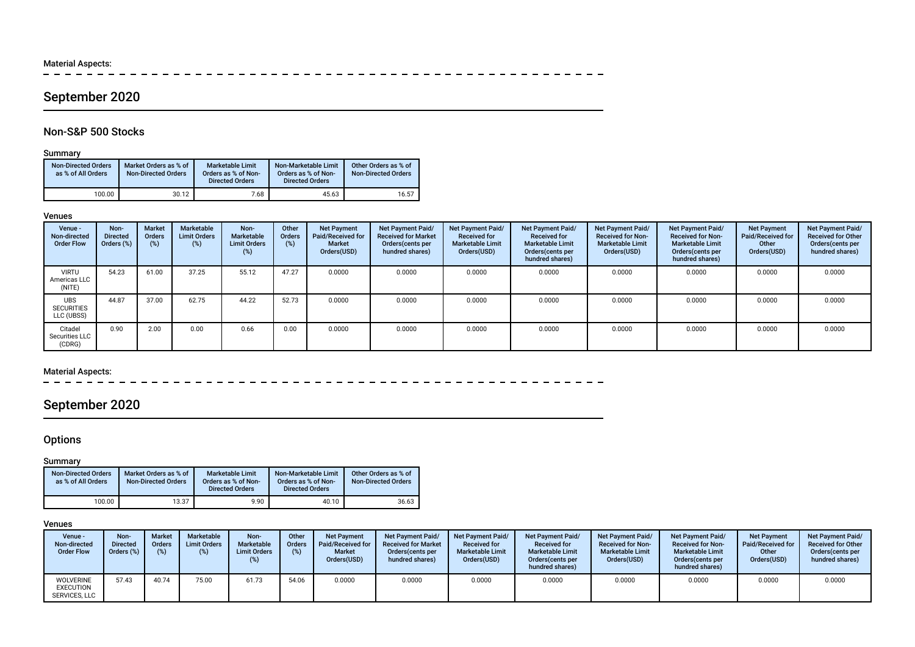Material Aspects:

## September 2020

### Non-S&P 500 Stocks

Summary

| Non-Directed Orders as % of All Orders | Market Orders as % of Non-Directed Orders | Marketable Limit Orders as % of Non-Directed Orders | Non-Marketable Limit Orders as % of Non-Directed Orders | Other Orders as % of Non-Directed Orders |
|---|---|---|---|---|
| 100.00 | 30.12 | 7.68 | 45.63 | 16.57 |

Venues

| Venue - Non-directed Order Flow | Non-Directed Orders (%) | Market Orders (%) | Marketable Limit Orders (%) | Non-Marketable Limit Orders (%) | Other Orders (%) | Net Payment Paid/Received for Market Orders(USD) | Net Payment Paid/Received for Market Orders(cents per hundred shares) | Net Payment Paid/Received for Marketable Limit Orders(USD) | Net Payment Paid/Received for Marketable Limit Orders(cents per hundred shares) | Net Payment Paid/Received for Non-Marketable Limit Orders(USD) | Net Payment Paid/Received for Non-Marketable Limit Orders(cents per hundred shares) | Net Payment Paid/Received for Other Orders(USD) | Net Payment Paid/Received for Other Orders(cents per hundred shares) |
|---|---|---|---|---|---|---|---|---|---|---|---|---|---|
| VIRTU Americas LLC (NITE) | 54.23 | 61.00 | 37.25 | 55.12 | 47.27 | 0.0000 | 0.0000 | 0.0000 | 0.0000 | 0.0000 | 0.0000 | 0.0000 | 0.0000 |
| UBS SECURITIES LLC (UBSS) | 44.87 | 37.00 | 62.75 | 44.22 | 52.73 | 0.0000 | 0.0000 | 0.0000 | 0.0000 | 0.0000 | 0.0000 | 0.0000 | 0.0000 |
| Citadel Securities LLC (CDRG) | 0.90 | 2.00 | 0.00 | 0.66 | 0.00 | 0.0000 | 0.0000 | 0.0000 | 0.0000 | 0.0000 | 0.0000 | 0.0000 | 0.0000 |

Material Aspects:

## September 2020

### Options

Summary

| Non-Directed Orders as % of All Orders | Market Orders as % of Non-Directed Orders | Marketable Limit Orders as % of Non-Directed Orders | Non-Marketable Limit Orders as % of Non-Directed Orders | Other Orders as % of Non-Directed Orders |
|---|---|---|---|---|
| 100.00 | 13.37 | 9.90 | 40.10 | 36.63 |

Venues

| Venue - Non-directed Order Flow | Non-Directed Orders (%) | Market Orders (%) | Marketable Limit Orders (%) | Non-Marketable Limit Orders (%) | Other Orders (%) | Net Payment Paid/Received for Market Orders(USD) | Net Payment Paid/Received for Market Orders(cents per hundred shares) | Net Payment Paid/Received for Marketable Limit Orders(USD) | Net Payment Paid/Received for Marketable Limit Orders(cents per hundred shares) | Net Payment Paid/Received for Non-Marketable Limit Orders(USD) | Net Payment Paid/Received for Non-Marketable Limit Orders(cents per hundred shares) | Net Payment Paid/Received for Other Orders(USD) | Net Payment Paid/Received for Other Orders(cents per hundred shares) |
|---|---|---|---|---|---|---|---|---|---|---|---|---|---|
| WOLVERINE EXECUTION SERVICES, LLC | 57.43 | 40.74 | 75.00 | 61.73 | 54.06 | 0.0000 | 0.0000 | 0.0000 | 0.0000 | 0.0000 | 0.0000 | 0.0000 | 0.0000 |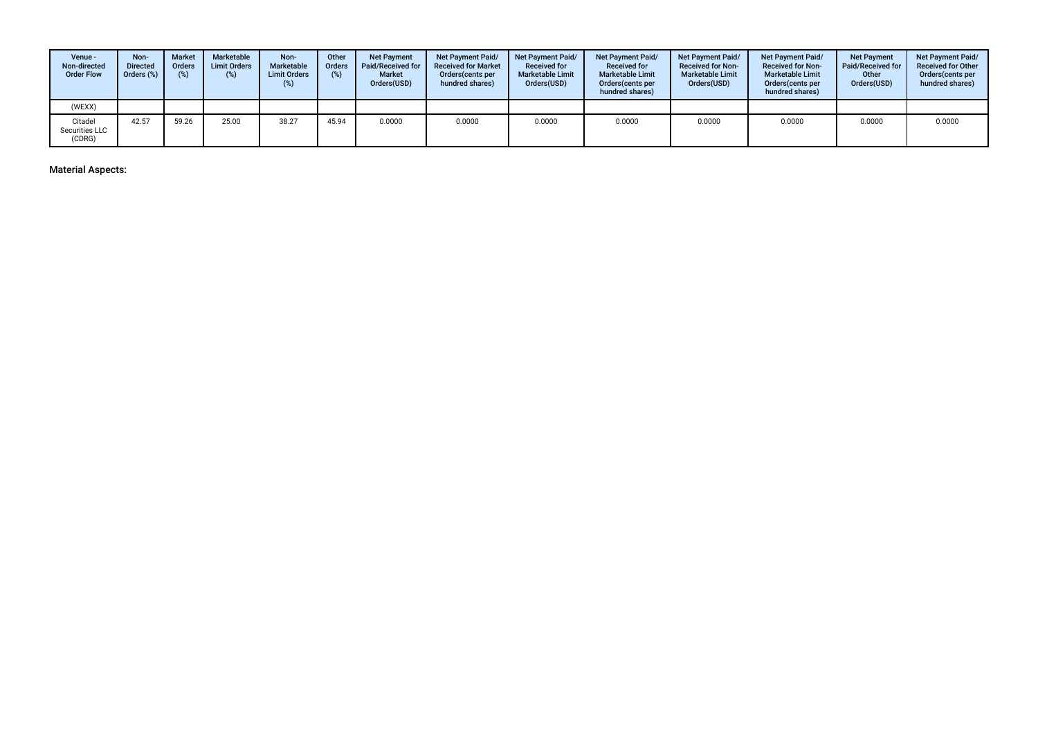| Venue - Non-directed Order Flow | Non-Directed Orders (%) | Market Orders (%) | Marketable Limit Orders (%) | Non-Marketable Limit Orders (%) | Other Orders (%) | Net Payment Paid/Received for Market Orders(USD) | Net Payment Paid/ Received for Market Orders(cents per hundred shares) | Net Payment Paid/ Received for Marketable Limit Orders(USD) | Net Payment Paid/ Received for Marketable Limit Orders(cents per hundred shares) | Net Payment Paid/ Received for Non-Marketable Limit Orders(USD) | Net Payment Paid/ Received for Non-Marketable Limit Orders(cents per hundred shares) | Net Payment Paid/Received for Other Orders(USD) | Net Payment Paid/ Received for Other Orders(cents per hundred shares) |
|---|---|---|---|---|---|---|---|---|---|---|---|---|---|
| (WEXX) | | | | | | | | | | | | | |
| Citadel Securities LLC (CDRG) | 42.57 | 59.26 | 25.00 | 38.27 | 45.94 | 0.0000 | 0.0000 | 0.0000 | 0.0000 | 0.0000 | 0.0000 | 0.0000 | 0.0000 |

Material Aspects: